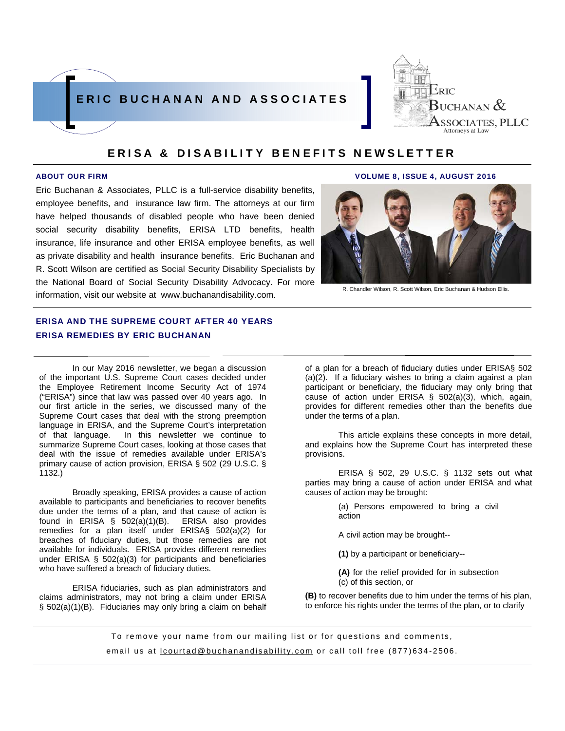# ERIC BUCHANAN AND ASSOCIATES

Eric Buchanan & Associates, PLLC
Attorneys at Law

## ERISA & DISABILITY BENEFITS NEWSLETTER

**ABOUT OUR FIRM**

**VOLUME 8, ISSUE 4, AUGUST 2016**

Eric Buchanan & Associates, PLLC is a full-service disability benefits, employee benefits, and insurance law firm. The attorneys at our firm have helped thousands of disabled people who have been denied social security disability benefits, ERISA LTD benefits, health insurance, life insurance and other ERISA employee benefits, as well as private disability and health insurance benefits. Eric Buchanan and R. Scott Wilson are certified as Social Security Disability Specialists by the National Board of Social Security Disability Advocacy. For more information, visit our website at www.buchanandisability.com.

R. Chandler Wilson, R. Scott Wilson, Eric Buchanan & Hudson Ellis.

### ERISA AND THE SUPREME COURT AFTER 40 YEARS
### ERISA REMEDIES BY ERIC BUCHANAN

In our May 2016 newsletter, we began a discussion of the important U.S. Supreme Court cases decided under the Employee Retirement Income Security Act of 1974 ("ERISA") since that law was passed over 40 years ago. In our first article in the series, we discussed many of the Supreme Court cases that deal with the strong preemption language in ERISA, and the Supreme Court's interpretation of that language. In this newsletter we continue to summarize Supreme Court cases, looking at those cases that deal with the issue of remedies available under ERISA's primary cause of action provision, ERISA § 502 (29 U.S.C. § 1132.)

Broadly speaking, ERISA provides a cause of action available to participants and beneficiaries to recover benefits due under the terms of a plan, and that cause of action is found in ERISA § 502(a)(1)(B). ERISA also provides remedies for a plan itself under ERISA§ 502(a)(2) for breaches of fiduciary duties, but those remedies are not available for individuals. ERISA provides different remedies under ERISA § 502(a)(3) for participants and beneficiaries who have suffered a breach of fiduciary duties.

ERISA fiduciaries, such as plan administrators and claims administrators, may not bring a claim under ERISA § 502(a)(1)(B). Fiduciaries may only bring a claim on behalf of a plan for a breach of fiduciary duties under ERISA§ 502 (a)(2). If a fiduciary wishes to bring a claim against a plan participant or beneficiary, the fiduciary may only bring that cause of action under ERISA § 502(a)(3), which, again, provides for different remedies other than the benefits due under the terms of a plan.

This article explains these concepts in more detail, and explains how the Supreme Court has interpreted these provisions.

ERISA § 502, 29 U.S.C. § 1132 sets out what parties may bring a cause of action under ERISA and what causes of action may be brought:

> (a) Persons empowered to bring a civil action
>
> A civil action may be brought--
>
> **(1)** by a participant or beneficiary--
>
> **(A)** for the relief provided for in subsection (c) of this section, or
>
> **(B)** to recover benefits due to him under the terms of his plan, to enforce his rights under the terms of the plan, or to clarify

To remove your name from our mailing list or for questions and comments, email us at lcourtad@buchanandisability.com or call toll free (877)634-2506.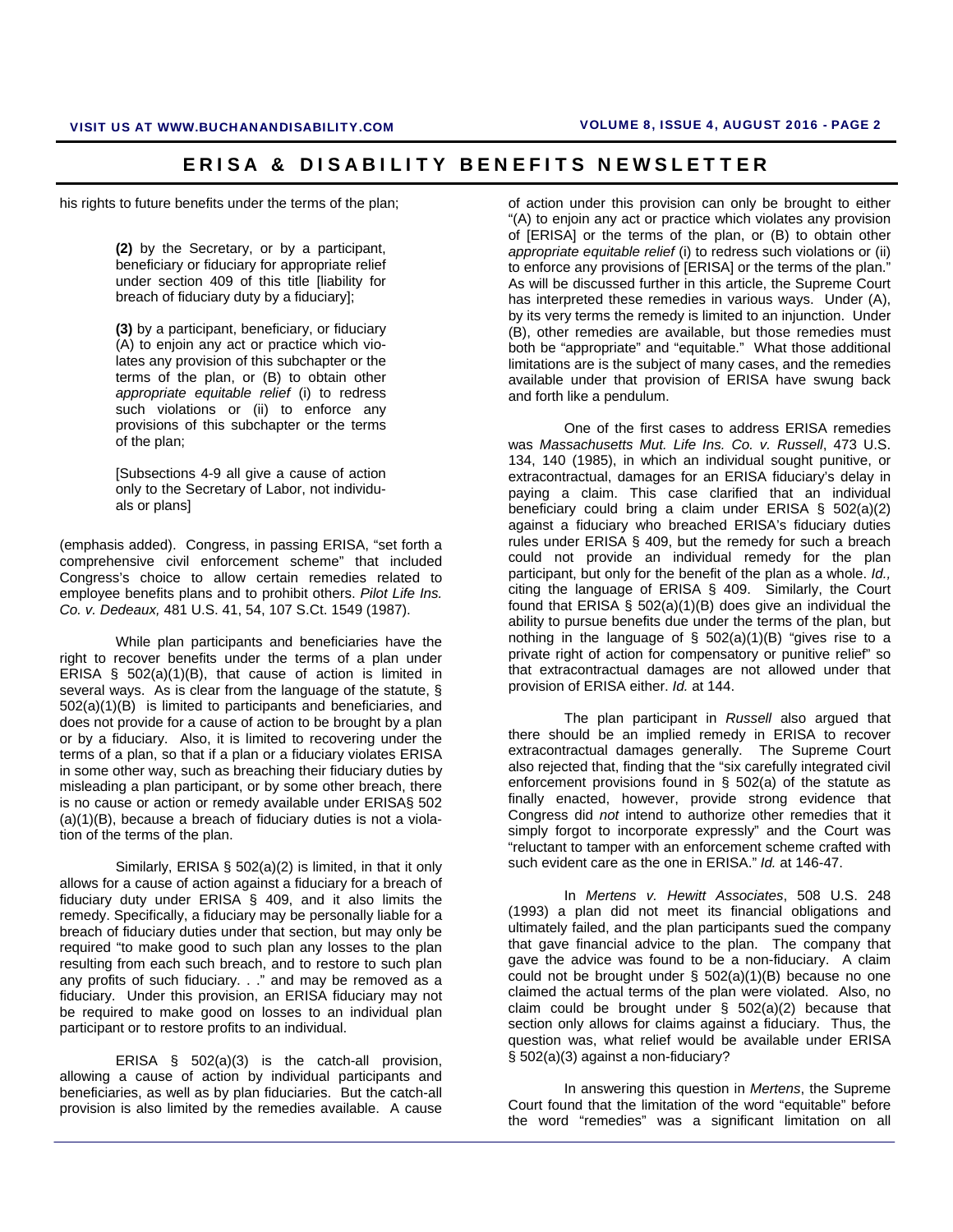his rights to future benefits under the terms of the plan;

> **(2)** by the Secretary, or by a participant, beneficiary or fiduciary for appropriate relief under section 409 of this title [liability for breach of fiduciary duty by a fiduciary];
>
> **(3)** by a participant, beneficiary, or fiduciary (A) to enjoin any act or practice which violates any provision of this subchapter or the terms of the plan, or (B) to obtain other *appropriate equitable relief* (i) to redress such violations or (ii) to enforce any provisions of this subchapter or the terms of the plan;
>
> [Subsections 4-9 all give a cause of action only to the Secretary of Labor, not individuals or plans]

(emphasis added). Congress, in passing ERISA, "set forth a comprehensive civil enforcement scheme" that included Congress's choice to allow certain remedies related to employee benefits plans and to prohibit others. *Pilot Life Ins. Co. v. Dedeaux,* 481 U.S. 41, 54, 107 S.Ct. 1549 (1987).

While plan participants and beneficiaries have the right to recover benefits under the terms of a plan under ERISA § 502(a)(1)(B), that cause of action is limited in several ways. As is clear from the language of the statute, § 502(a)(1)(B) is limited to participants and beneficiaries, and does not provide for a cause of action to be brought by a plan or by a fiduciary. Also, it is limited to recovering under the terms of a plan, so that if a plan or a fiduciary violates ERISA in some other way, such as breaching their fiduciary duties by misleading a plan participant, or by some other breach, there is no cause or action or remedy available under ERISA§ 502 (a)(1)(B), because a breach of fiduciary duties is not a violation of the terms of the plan.

Similarly, ERISA § 502(a)(2) is limited, in that it only allows for a cause of action against a fiduciary for a breach of fiduciary duty under ERISA § 409, and it also limits the remedy. Specifically, a fiduciary may be personally liable for a breach of fiduciary duties under that section, but may only be required "to make good to such plan any losses to the plan resulting from each such breach, and to restore to such plan any profits of such fiduciary. . ." and may be removed as a fiduciary. Under this provision, an ERISA fiduciary may not be required to make good on losses to an individual plan participant or to restore profits to an individual.

ERISA § 502(a)(3) is the catch-all provision, allowing a cause of action by individual participants and beneficiaries, as well as by plan fiduciaries. But the catch-all provision is also limited by the remedies available. A cause of action under this provision can only be brought to either "(A) to enjoin any act or practice which violates any provision of [ERISA] or the terms of the plan, or (B) to obtain other *appropriate equitable relief* (i) to redress such violations or (ii) to enforce any provisions of [ERISA] or the terms of the plan." As will be discussed further in this article, the Supreme Court has interpreted these remedies in various ways. Under (A), by its very terms the remedy is limited to an injunction. Under (B), other remedies are available, but those remedies must both be "appropriate" and "equitable." What those additional limitations are is the subject of many cases, and the remedies available under that provision of ERISA have swung back and forth like a pendulum.

One of the first cases to address ERISA remedies was *Massachusetts Mut. Life Ins. Co. v. Russell*, 473 U.S. 134, 140 (1985), in which an individual sought punitive, or extracontractual, damages for an ERISA fiduciary's delay in paying a claim. This case clarified that an individual beneficiary could bring a claim under ERISA § 502(a)(2) against a fiduciary who breached ERISA's fiduciary duties rules under ERISA § 409, but the remedy for such a breach could not provide an individual remedy for the plan participant, but only for the benefit of the plan as a whole. *Id.,* citing the language of ERISA § 409. Similarly, the Court found that ERISA § 502(a)(1)(B) does give an individual the ability to pursue benefits due under the terms of the plan, but nothing in the language of § 502(a)(1)(B) "gives rise to a private right of action for compensatory or punitive relief" so that extracontractual damages are not allowed under that provision of ERISA either. *Id.* at 144.

The plan participant in *Russell* also argued that there should be an implied remedy in ERISA to recover extracontractual damages generally. The Supreme Court also rejected that, finding that the "six carefully integrated civil enforcement provisions found in § 502(a) of the statute as finally enacted, however, provide strong evidence that Congress did *not* intend to authorize other remedies that it simply forgot to incorporate expressly" and the Court was "reluctant to tamper with an enforcement scheme crafted with such evident care as the one in ERISA." *Id.* at 146-47.

In *Mertens v. Hewitt Associates*, 508 U.S. 248 (1993) a plan did not meet its financial obligations and ultimately failed, and the plan participants sued the company that gave financial advice to the plan. The company that gave the advice was found to be a non-fiduciary. A claim could not be brought under § 502(a)(1)(B) because no one claimed the actual terms of the plan were violated. Also, no claim could be brought under § 502(a)(2) because that section only allows for claims against a fiduciary. Thus, the question was, what relief would be available under ERISA § 502(a)(3) against a non-fiduciary?

In answering this question in *Mertens*, the Supreme Court found that the limitation of the word "equitable" before the word "remedies" was a significant limitation on all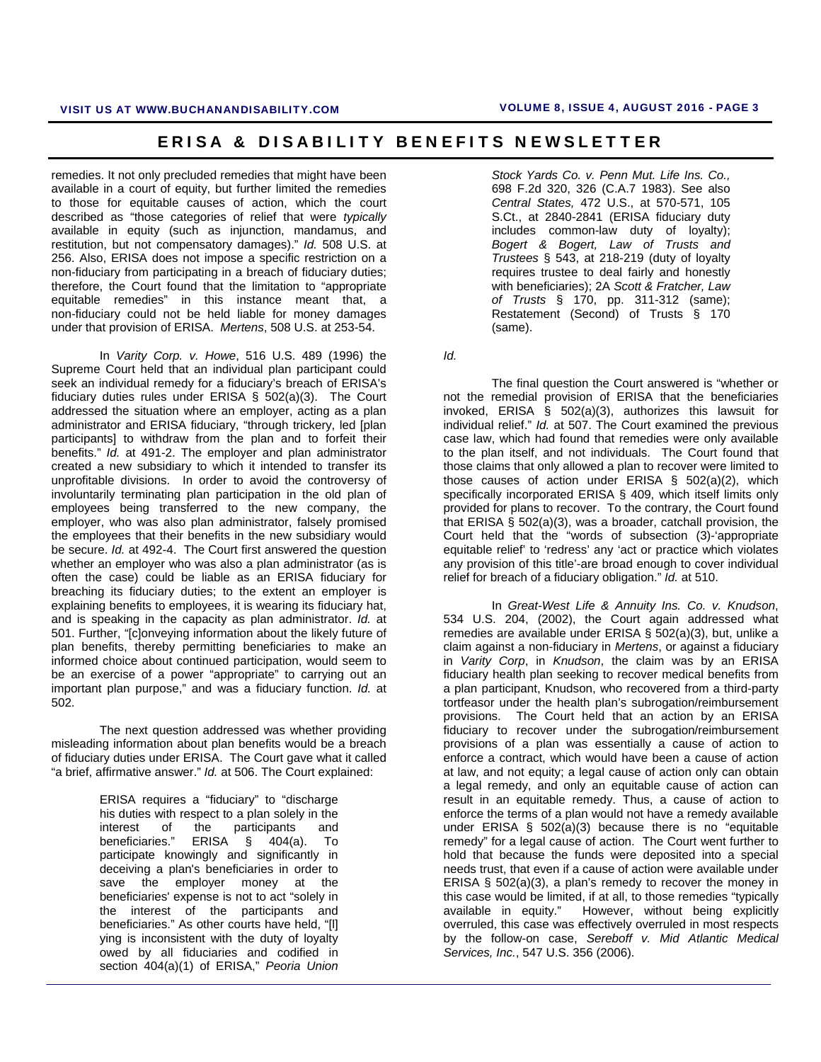remedies. It not only precluded remedies that might have been available in a court of equity, but further limited the remedies to those for equitable causes of action, which the court described as "those categories of relief that were *typically* available in equity (such as injunction, mandamus, and restitution, but not compensatory damages)." *Id.* 508 U.S. at 256. Also, ERISA does not impose a specific restriction on a non-fiduciary from participating in a breach of fiduciary duties; therefore, the Court found that the limitation to "appropriate equitable remedies" in this instance meant that, a non-fiduciary could not be held liable for money damages under that provision of ERISA. *Mertens*, 508 U.S. at 253-54.

In *Varity Corp. v. Howe*, 516 U.S. 489 (1996) the Supreme Court held that an individual plan participant could seek an individual remedy for a fiduciary's breach of ERISA's fiduciary duties rules under ERISA § 502(a)(3). The Court addressed the situation where an employer, acting as a plan administrator and ERISA fiduciary, "through trickery, led [plan participants] to withdraw from the plan and to forfeit their benefits." *Id.* at 491-2. The employer and plan administrator created a new subsidiary to which it intended to transfer its unprofitable divisions. In order to avoid the controversy of involuntarily terminating plan participation in the old plan of employees being transferred to the new company, the employer, who was also plan administrator, falsely promised the employees that their benefits in the new subsidiary would be secure. *Id.* at 492-4. The Court first answered the question whether an employer who was also a plan administrator (as is often the case) could be liable as an ERISA fiduciary for breaching its fiduciary duties; to the extent an employer is explaining benefits to employees, it is wearing its fiduciary hat, and is speaking in the capacity as plan administrator. *Id.* at 501. Further, "[c]onveying information about the likely future of plan benefits, thereby permitting beneficiaries to make an informed choice about continued participation, would seem to be an exercise of a power "appropriate" to carrying out an important plan purpose," and was a fiduciary function. *Id.* at 502.

The next question addressed was whether providing misleading information about plan benefits would be a breach of fiduciary duties under ERISA. The Court gave what it called "a brief, affirmative answer." *Id.* at 506. The Court explained:

> ERISA requires a "fiduciary" to "discharge his duties with respect to a plan solely in the interest of the participants and beneficiaries." ERISA § 404(a). To participate knowingly and significantly in deceiving a plan's beneficiaries in order to save the employer money at the beneficiaries' expense is not to act "solely in the interest of the participants and beneficiaries." As other courts have held, "[l]ying is inconsistent with the duty of loyalty owed by all fiduciaries and codified in section 404(a)(1) of ERISA," *Peoria Union Stock Yards Co. v. Penn Mut. Life Ins. Co.,* 698 F.2d 320, 326 (C.A.7 1983). See also *Central States,* 472 U.S., at 570-571, 105 S.Ct., at 2840-2841 (ERISA fiduciary duty includes common-law duty of loyalty); *Bogert & Bogert, Law of Trusts and Trustees* § 543, at 218-219 (duty of loyalty requires trustee to deal fairly and honestly with beneficiaries); 2A *Scott & Fratcher, Law of Trusts* § 170, pp. 311-312 (same); Restatement (Second) of Trusts § 170 (same).

*Id.*

The final question the Court answered is "whether or not the remedial provision of ERISA that the beneficiaries invoked, ERISA § 502(a)(3), authorizes this lawsuit for individual relief." *Id.* at 507. The Court examined the previous case law, which had found that remedies were only available to the plan itself, and not individuals. The Court found that those claims that only allowed a plan to recover were limited to those causes of action under ERISA § 502(a)(2), which specifically incorporated ERISA § 409, which itself limits only provided for plans to recover. To the contrary, the Court found that ERISA § 502(a)(3), was a broader, catchall provision, the Court held that the "words of subsection (3)-'appropriate equitable relief' to 'redress' any 'act or practice which violates any provision of this title'-are broad enough to cover individual relief for breach of a fiduciary obligation." *Id.* at 510.

In *Great-West Life & Annuity Ins. Co. v. Knudson*, 534 U.S. 204, (2002), the Court again addressed what remedies are available under ERISA § 502(a)(3), but, unlike a claim against a non-fiduciary in *Mertens*, or against a fiduciary in *Varity Corp*, in *Knudson*, the claim was by an ERISA fiduciary health plan seeking to recover medical benefits from a plan participant, Knudson, who recovered from a third-party tortfeasor under the health plan's subrogation/reimbursement provisions. The Court held that an action by an ERISA fiduciary to recover under the subrogation/reimbursement provisions of a plan was essentially a cause of action to enforce a contract, which would have been a cause of action at law, and not equity; a legal cause of action only can obtain a legal remedy, and only an equitable cause of action can result in an equitable remedy. Thus, a cause of action to enforce the terms of a plan would not have a remedy available under ERISA § 502(a)(3) because there is no "equitable remedy" for a legal cause of action. The Court went further to hold that because the funds were deposited into a special needs trust, that even if a cause of action were available under ERISA § 502(a)(3), a plan's remedy to recover the money in this case would be limited, if at all, to those remedies "typically available in equity." However, without being explicitly overruled, this case was effectively overruled in most respects by the follow-on case, *Sereboff v. Mid Atlantic Medical Services, Inc.*, 547 U.S. 356 (2006).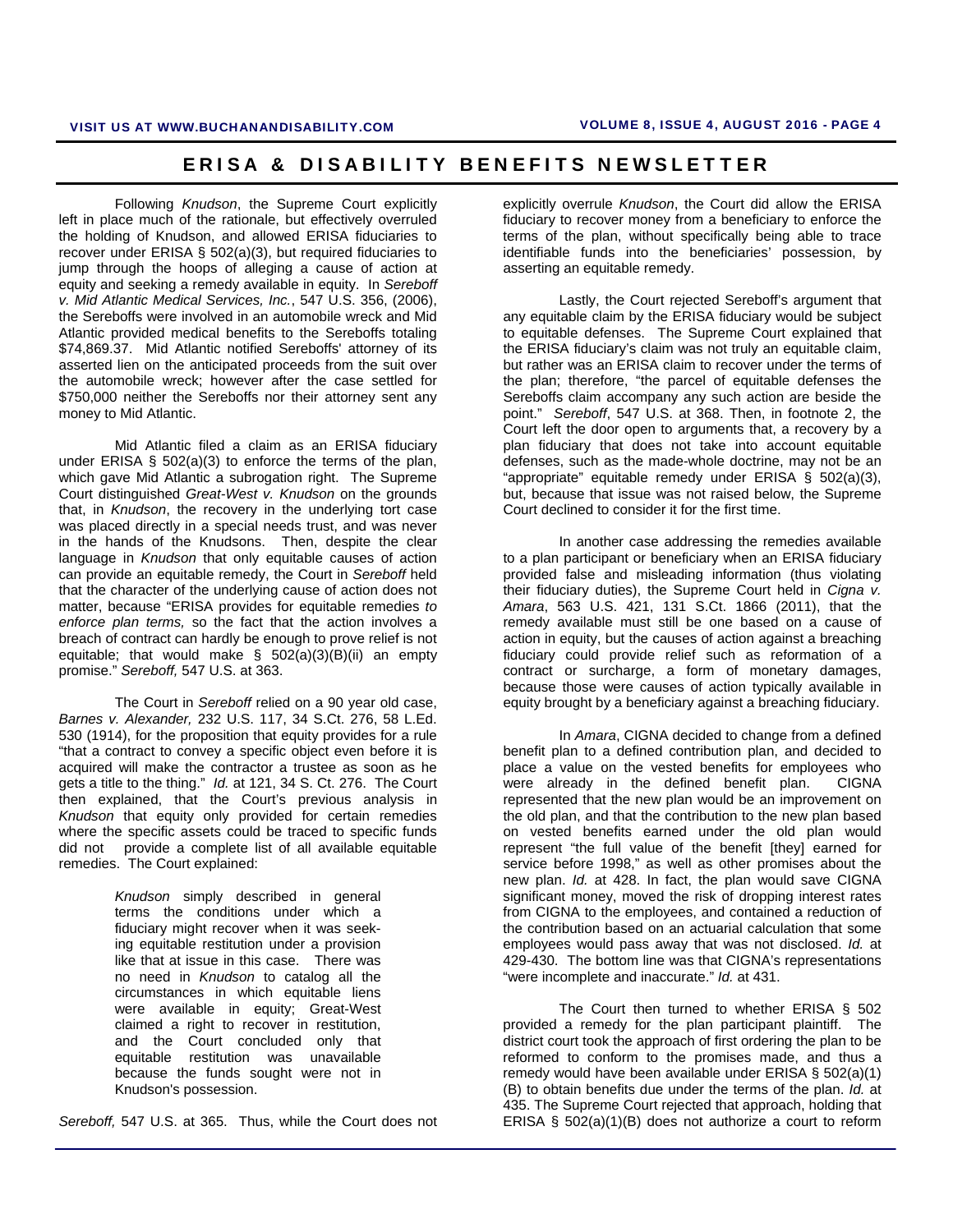Following *Knudson*, the Supreme Court explicitly left in place much of the rationale, but effectively overruled the holding of Knudson, and allowed ERISA fiduciaries to recover under ERISA § 502(a)(3), but required fiduciaries to jump through the hoops of alleging a cause of action at equity and seeking a remedy available in equity. In *Sereboff v. Mid Atlantic Medical Services, Inc.*, 547 U.S. 356, (2006), the Sereboffs were involved in an automobile wreck and Mid Atlantic provided medical benefits to the Sereboffs totaling $74,869.37. Mid Atlantic notified Sereboffs' attorney of its asserted lien on the anticipated proceeds from the suit over the automobile wreck; however after the case settled for $750,000 neither the Sereboffs nor their attorney sent any money to Mid Atlantic.

Mid Atlantic filed a claim as an ERISA fiduciary under ERISA § 502(a)(3) to enforce the terms of the plan, which gave Mid Atlantic a subrogation right. The Supreme Court distinguished *Great-West v. Knudson* on the grounds that, in *Knudson*, the recovery in the underlying tort case was placed directly in a special needs trust, and was never in the hands of the Knudsons. Then, despite the clear language in *Knudson* that only equitable causes of action can provide an equitable remedy, the Court in *Sereboff* held that the character of the underlying cause of action does not matter, because "ERISA provides for equitable remedies *to enforce plan terms,* so the fact that the action involves a breach of contract can hardly be enough to prove relief is not equitable; that would make § 502(a)(3)(B)(ii) an empty promise." *Sereboff,* 547 U.S. at 363.

The Court in *Sereboff* relied on a 90 year old case, *Barnes v. Alexander,* 232 U.S. 117, 34 S.Ct. 276, 58 L.Ed. 530 (1914), for the proposition that equity provides for a rule "that a contract to convey a specific object even before it is acquired will make the contractor a trustee as soon as he gets a title to the thing." *Id.* at 121, 34 S. Ct. 276. The Court then explained, that the Court's previous analysis in *Knudson* that equity only provided for certain remedies where the specific assets could be traced to specific funds did not provide a complete list of all available equitable remedies. The Court explained:

> *Knudson* simply described in general terms the conditions under which a fiduciary might recover when it was seeking equitable restitution under a provision like that at issue in this case. There was no need in *Knudson* to catalog all the circumstances in which equitable liens were available in equity; Great-West claimed a right to recover in restitution, and the Court concluded only that equitable restitution was unavailable because the funds sought were not in Knudson's possession.

*Sereboff,* 547 U.S. at 365. Thus, while the Court does not explicitly overrule *Knudson*, the Court did allow the ERISA fiduciary to recover money from a beneficiary to enforce the terms of the plan, without specifically being able to trace identifiable funds into the beneficiaries' possession, by asserting an equitable remedy.

Lastly, the Court rejected Sereboff's argument that any equitable claim by the ERISA fiduciary would be subject to equitable defenses. The Supreme Court explained that the ERISA fiduciary's claim was not truly an equitable claim, but rather was an ERISA claim to recover under the terms of the plan; therefore, "the parcel of equitable defenses the Sereboffs claim accompany any such action are beside the point." *Sereboff*, 547 U.S. at 368. Then, in footnote 2, the Court left the door open to arguments that, a recovery by a plan fiduciary that does not take into account equitable defenses, such as the made-whole doctrine, may not be an "appropriate" equitable remedy under ERISA § 502(a)(3), but, because that issue was not raised below, the Supreme Court declined to consider it for the first time.

In another case addressing the remedies available to a plan participant or beneficiary when an ERISA fiduciary provided false and misleading information (thus violating their fiduciary duties), the Supreme Court held in *Cigna v. Amara*, 563 U.S. 421, 131 S.Ct. 1866 (2011), that the remedy available must still be one based on a cause of action in equity, but the causes of action against a breaching fiduciary could provide relief such as reformation of a contract or surcharge, a form of monetary damages, because those were causes of action typically available in equity brought by a beneficiary against a breaching fiduciary.

In *Amara*, CIGNA decided to change from a defined benefit plan to a defined contribution plan, and decided to place a value on the vested benefits for employees who were already in the defined benefit plan. CIGNA represented that the new plan would be an improvement on the old plan, and that the contribution to the new plan based on vested benefits earned under the old plan would represent "the full value of the benefit [they] earned for service before 1998," as well as other promises about the new plan. *Id.* at 428. In fact, the plan would save CIGNA significant money, moved the risk of dropping interest rates from CIGNA to the employees, and contained a reduction of the contribution based on an actuarial calculation that some employees would pass away that was not disclosed. *Id.* at 429-430. The bottom line was that CIGNA's representations "were incomplete and inaccurate." *Id.* at 431.

The Court then turned to whether ERISA § 502 provided a remedy for the plan participant plaintiff. The district court took the approach of first ordering the plan to be reformed to conform to the promises made, and thus a remedy would have been available under ERISA § 502(a)(1)(B) to obtain benefits due under the terms of the plan. *Id.* at 435. The Supreme Court rejected that approach, holding that ERISA § 502(a)(1)(B) does not authorize a court to reform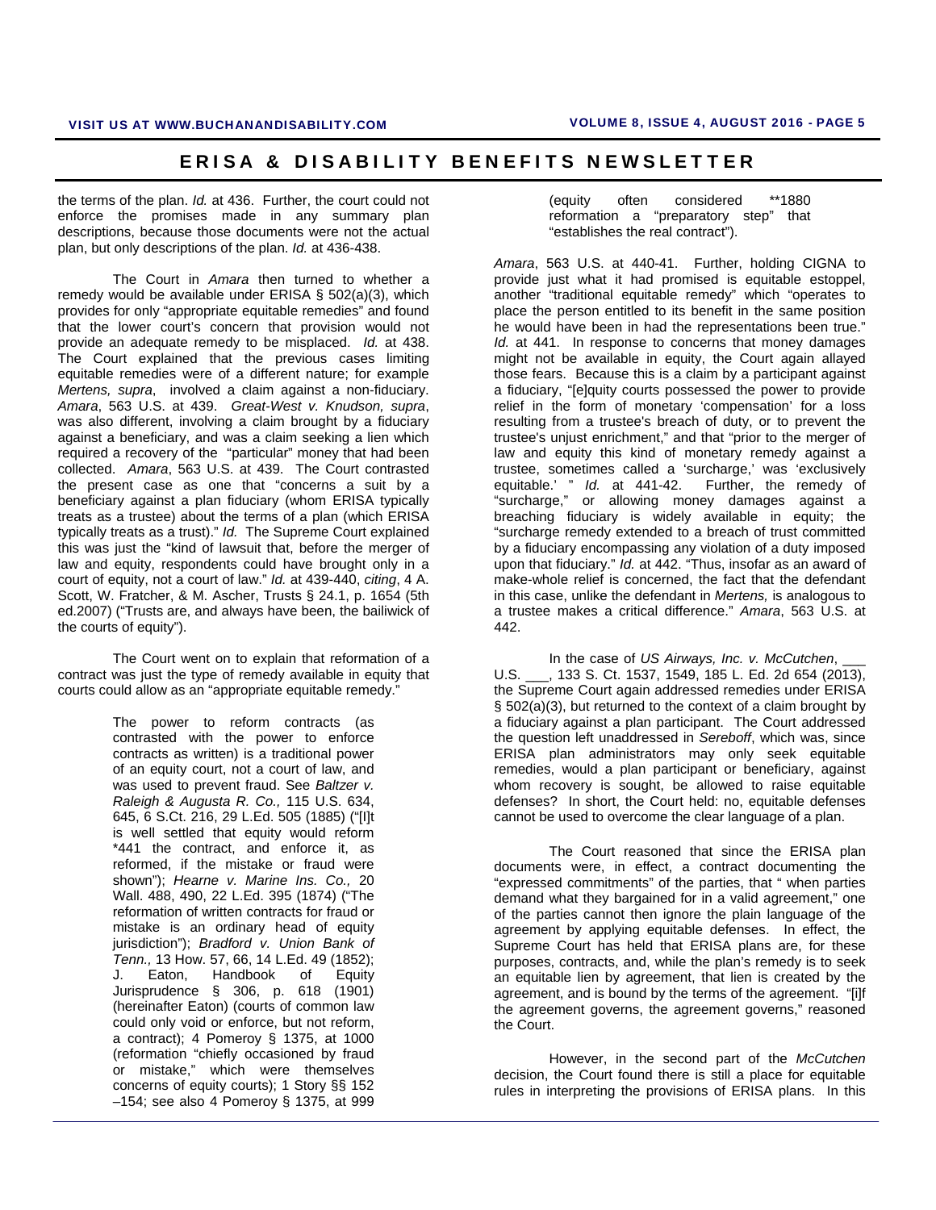the terms of the plan. *Id.* at 436. Further, the court could not enforce the promises made in any summary plan descriptions, because those documents were not the actual plan, but only descriptions of the plan. *Id.* at 436-438.

The Court in *Amara* then turned to whether a remedy would be available under ERISA § 502(a)(3), which provides for only "appropriate equitable remedies" and found that the lower court's concern that provision would not provide an adequate remedy to be misplaced. *Id.* at 438. The Court explained that the previous cases limiting equitable remedies were of a different nature; for example *Mertens, supra*, involved a claim against a non-fiduciary. *Amara*, 563 U.S. at 439. *Great-West v. Knudson, supra*, was also different, involving a claim brought by a fiduciary against a beneficiary, and was a claim seeking a lien which required a recovery of the "particular" money that had been collected. *Amara*, 563 U.S. at 439. The Court contrasted the present case as one that "concerns a suit by a beneficiary against a plan fiduciary (whom ERISA typically treats as a trustee) about the terms of a plan (which ERISA typically treats as a trust)." *Id.* The Supreme Court explained this was just the "kind of lawsuit that, before the merger of law and equity, respondents could have brought only in a court of equity, not a court of law." *Id.* at 439-440, *citing*, 4 A. Scott, W. Fratcher, & M. Ascher, Trusts § 24.1, p. 1654 (5th ed.2007) ("Trusts are, and always have been, the bailiwick of the courts of equity").

The Court went on to explain that reformation of a contract was just the type of remedy available in equity that courts could allow as an "appropriate equitable remedy."

> The power to reform contracts (as contrasted with the power to enforce contracts as written) is a traditional power of an equity court, not a court of law, and was used to prevent fraud. See *Baltzer v. Raleigh & Augusta R. Co.,* 115 U.S. 634, 645, 6 S.Ct. 216, 29 L.Ed. 505 (1885) ("[I]t is well settled that equity would reform *441 the contract, and enforce it, as reformed, if the mistake or fraud were shown"); *Hearne v. Marine Ins. Co.,* 20 Wall. 488, 490, 22 L.Ed. 395 (1874) ("The reformation of written contracts for fraud or mistake is an ordinary head of equity jurisdiction"); *Bradford v. Union Bank of Tenn.,* 13 How. 57, 66, 14 L.Ed. 49 (1852); J. Eaton, Handbook of Equity Jurisprudence § 306, p. 618 (1901) (hereinafter Eaton) (courts of common law could only void or enforce, but not reform, a contract); 4 Pomeroy § 1375, at 1000 (reformation "chiefly occasioned by fraud or mistake," which were themselves concerns of equity courts); 1 Story §§ 152 –154; see also 4 Pomeroy § 1375, at 999 (equity often considered **1880 reformation a "preparatory step" that "establishes the real contract").

*Amara*, 563 U.S. at 440-41. Further, holding CIGNA to provide just what it had promised is equitable estoppel, another "traditional equitable remedy" which "operates to place the person entitled to its benefit in the same position he would have been in had the representations been true." *Id.* at 441. In response to concerns that money damages might not be available in equity, the Court again allayed those fears. Because this is a claim by a participant against a fiduciary, "[e]quity courts possessed the power to provide relief in the form of monetary 'compensation' for a loss resulting from a trustee's breach of duty, or to prevent the trustee's unjust enrichment," and that "prior to the merger of law and equity this kind of monetary remedy against a trustee, sometimes called a 'surcharge,' was 'exclusively equitable.' " *Id.* at 441-42. Further, the remedy of "surcharge," or allowing money damages against a breaching fiduciary is widely available in equity; the "surcharge remedy extended to a breach of trust committed by a fiduciary encompassing any violation of a duty imposed upon that fiduciary." *Id.* at 442. "Thus, insofar as an award of make-whole relief is concerned, the fact that the defendant in this case, unlike the defendant in *Mertens,* is analogous to a trustee makes a critical difference." *Amara*, 563 U.S. at 442.

In the case of *US Airways, Inc. v. McCutchen*, ___ U.S. ___, 133 S. Ct. 1537, 1549, 185 L. Ed. 2d 654 (2013), the Supreme Court again addressed remedies under ERISA § 502(a)(3), but returned to the context of a claim brought by a fiduciary against a plan participant. The Court addressed the question left unaddressed in *Sereboff*, which was, since ERISA plan administrators may only seek equitable remedies, would a plan participant or beneficiary, against whom recovery is sought, be allowed to raise equitable defenses? In short, the Court held: no, equitable defenses cannot be used to overcome the clear language of a plan.

The Court reasoned that since the ERISA plan documents were, in effect, a contract documenting the "expressed commitments" of the parties, that " when parties demand what they bargained for in a valid agreement," one of the parties cannot then ignore the plain language of the agreement by applying equitable defenses. In effect, the Supreme Court has held that ERISA plans are, for these purposes, contracts, and, while the plan's remedy is to seek an equitable lien by agreement, that lien is created by the agreement, and is bound by the terms of the agreement. "[i]f the agreement governs, the agreement governs," reasoned the Court.

However, in the second part of the *McCutchen* decision, the Court found there is still a place for equitable rules in interpreting the provisions of ERISA plans. In this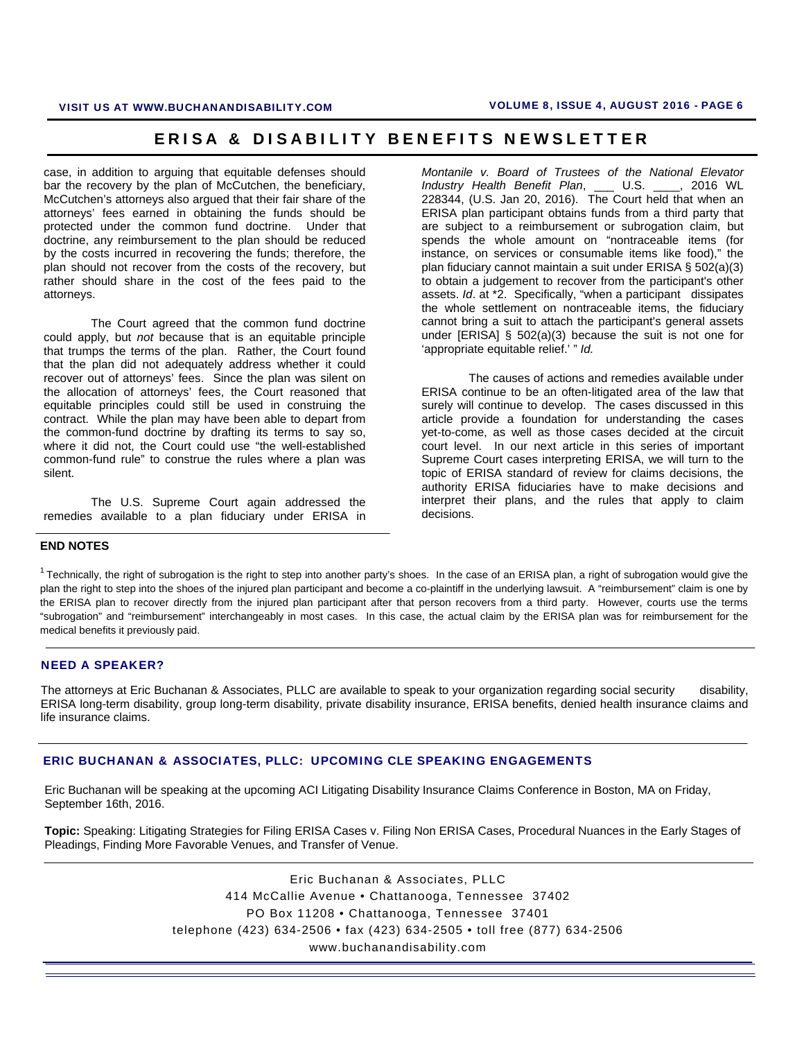case, in addition to arguing that equitable defenses should bar the recovery by the plan of McCutchen, the beneficiary, McCutchen's attorneys also argued that their fair share of the attorneys' fees earned in obtaining the funds should be protected under the common fund doctrine. Under that doctrine, any reimbursement to the plan should be reduced by the costs incurred in recovering the funds; therefore, the plan should not recover from the costs of the recovery, but rather should share in the cost of the fees paid to the attorneys.

The Court agreed that the common fund doctrine could apply, but *not* because that is an equitable principle that trumps the terms of the plan. Rather, the Court found that the plan did not adequately address whether it could recover out of attorneys' fees. Since the plan was silent on the allocation of attorneys' fees, the Court reasoned that equitable principles could still be used in construing the contract. While the plan may have been able to depart from the common-fund doctrine by drafting its terms to say so, where it did not, the Court could use "the well-established common-fund rule" to construe the rules where a plan was silent.

The U.S. Supreme Court again addressed the remedies available to a plan fiduciary under ERISA in *Montanile v. Board of Trustees of the National Elevator Industry Health Benefit Plan*, ___ U.S. ____, 2016 WL 228344, (U.S. Jan 20, 2016). The Court held that when an ERISA plan participant obtains funds from a third party that are subject to a reimbursement or subrogation claim, but spends the whole amount on "nontraceable items (for instance, on services or consumable items like food)," the plan fiduciary cannot maintain a suit under ERISA § 502(a)(3) to obtain a judgement to recover from the participant's other assets. *Id*. at *2. Specifically, "when a participant dissipates the whole settlement on nontraceable items, the fiduciary cannot bring a suit to attach the participant's general assets under [ERISA] § 502(a)(3) because the suit is not one for 'appropriate equitable relief.' " *Id.*

The causes of actions and remedies available under ERISA continue to be an often-litigated area of the law that surely will continue to develop. The cases discussed in this article provide a foundation for understanding the cases yet-to-come, as well as those cases decided at the circuit court level. In our next article in this series of important Supreme Court cases interpreting ERISA, we will turn to the topic of ERISA standard of review for claims decisions, the authority ERISA fiduciaries have to make decisions and interpret their plans, and the rules that apply to claim decisions.

**END NOTES**

[1] Technically, the right of subrogation is the right to step into another party's shoes. In the case of an ERISA plan, a right of subrogation would give the plan the right to step into the shoes of the injured plan participant and become a co-plaintiff in the underlying lawsuit. A "reimbursement" claim is one by the ERISA plan to recover directly from the injured plan participant after that person recovers from a third party. However, courts use the terms "subrogation" and "reimbursement" interchangeably in most cases. In this case, the actual claim by the ERISA plan was for reimbursement for the medical benefits it previously paid.

## NEED A SPEAKER?

The attorneys at Eric Buchanan & Associates, PLLC are available to speak to your organization regarding social security disability, ERISA long-term disability, group long-term disability, private disability insurance, ERISA benefits, denied health insurance claims and life insurance claims.

## ERIC BUCHANAN & ASSOCIATES, PLLC: UPCOMING CLE SPEAKING ENGAGEMENTS

Eric Buchanan will be speaking at the upcoming ACI Litigating Disability Insurance Claims Conference in Boston, MA on Friday, September 16th, 2016.

**Topic:** Speaking: Litigating Strategies for Filing ERISA Cases v. Filing Non ERISA Cases, Procedural Nuances in the Early Stages of Pleadings, Finding More Favorable Venues, and Transfer of Venue.

Eric Buchanan & Associates, PLLC
414 McCallie Avenue • Chattanooga, Tennessee 37402
PO Box 11208 • Chattanooga, Tennessee 37401
telephone (423) 634-2506 • fax (423) 634-2505 • toll free (877) 634-2506
www.buchanandisability.com